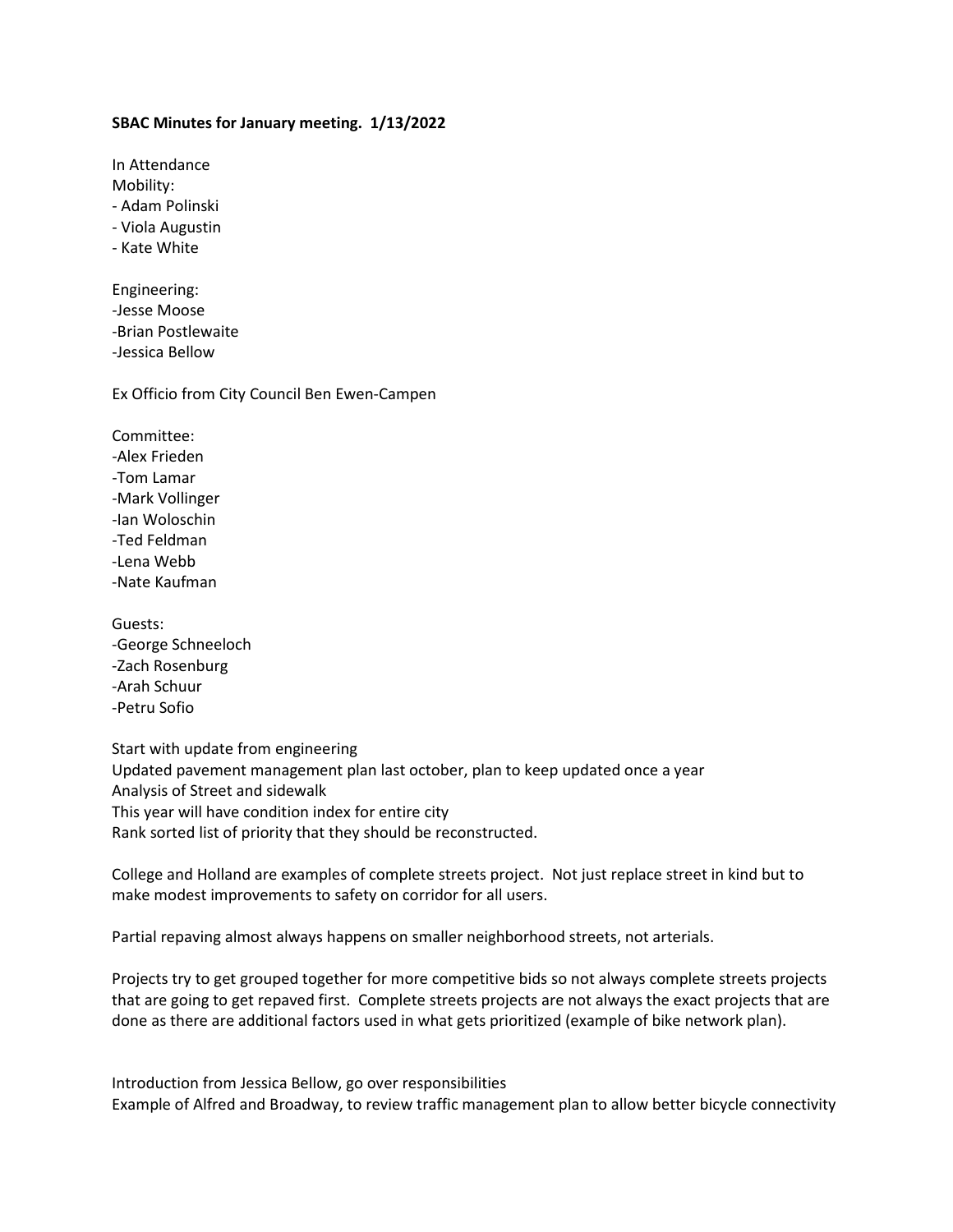**SBAC Minutes for January meeting. 1/13/2022**

In Attendance
Mobility:
- Adam Polinski
- Viola Augustin
- Kate White

Engineering:
-Jesse Moose
-Brian Postlewaite
-Jessica Bellow

Ex Officio from City Council Ben Ewen-Campen

Committee:
-Alex Frieden
-Tom Lamar
-Mark Vollinger
-Ian Woloschin
-Ted Feldman
-Lena Webb
-Nate Kaufman

Guests:
-George Schneeloch
-Zach Rosenburg
-Arah Schuur
-Petru Sofio

Start with update from engineering
Updated pavement management plan last october, plan to keep updated once a year
Analysis of Street and sidewalk
This year will have condition index for entire city
Rank sorted list of priority that they should be reconstructed.

College and Holland are examples of complete streets project. Not just replace street in kind but to make modest improvements to safety on corridor for all users.

Partial repaving almost always happens on smaller neighborhood streets, not arterials.

Projects try to get grouped together for more competitive bids so not always complete streets projects that are going to get repaved first. Complete streets projects are not always the exact projects that are done as there are additional factors used in what gets prioritized (example of bike network plan).

Introduction from Jessica Bellow, go over responsibilities
Example of Alfred and Broadway, to review traffic management plan to allow better bicycle connectivity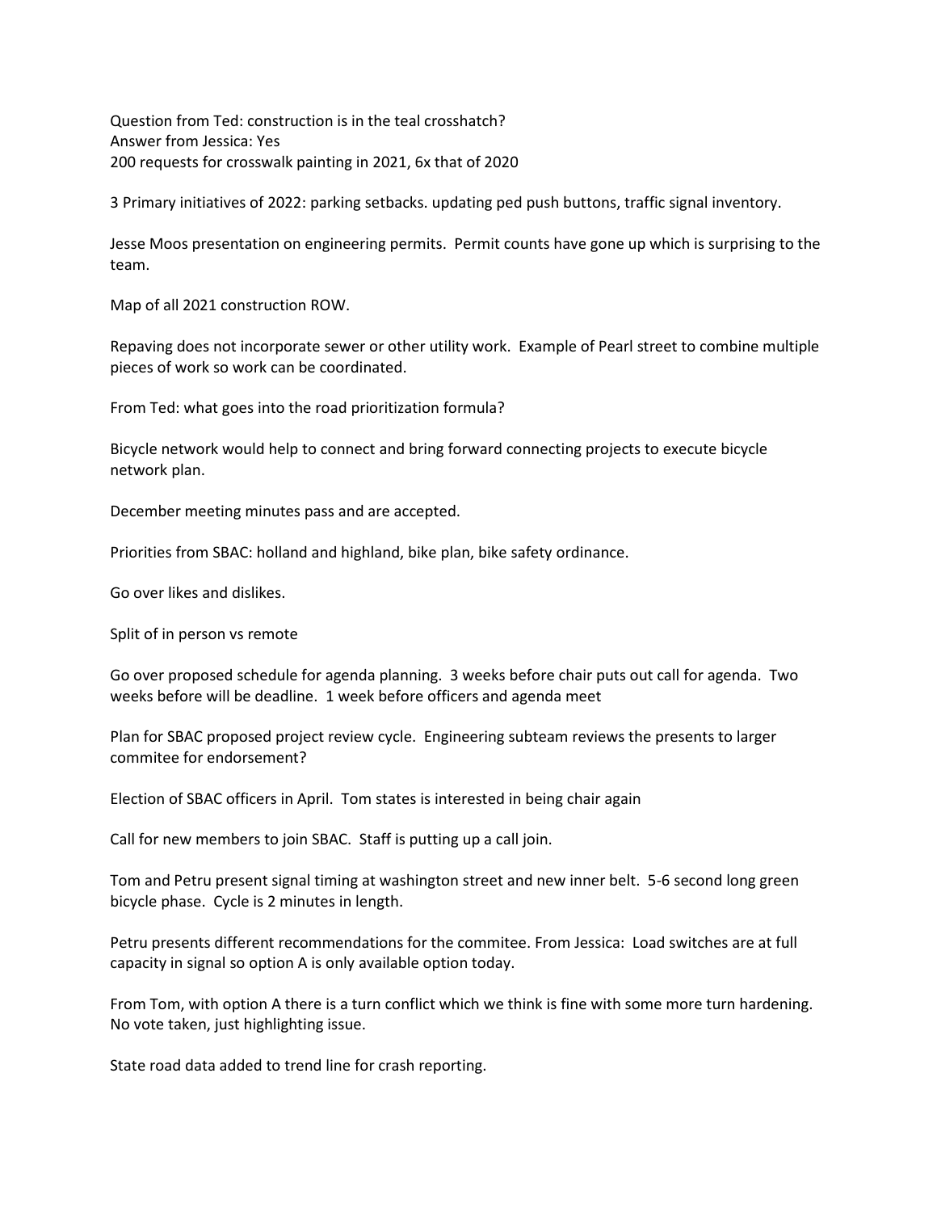Question from Ted: construction is in the teal crosshatch?
Answer from Jessica: Yes
200 requests for crosswalk painting in 2021, 6x that of 2020

3 Primary initiatives of 2022: parking setbacks. updating ped push buttons, traffic signal inventory.

Jesse Moos presentation on engineering permits. Permit counts have gone up which is surprising to the team.

Map of all 2021 construction ROW.

Repaving does not incorporate sewer or other utility work. Example of Pearl street to combine multiple pieces of work so work can be coordinated.

From Ted: what goes into the road prioritization formula?

Bicycle network would help to connect and bring forward connecting projects to execute bicycle network plan.

December meeting minutes pass and are accepted.

Priorities from SBAC: holland and highland, bike plan, bike safety ordinance.

Go over likes and dislikes.

Split of in person vs remote

Go over proposed schedule for agenda planning. 3 weeks before chair puts out call for agenda. Two weeks before will be deadline. 1 week before officers and agenda meet

Plan for SBAC proposed project review cycle. Engineering subteam reviews the presents to larger commitee for endorsement?

Election of SBAC officers in April. Tom states is interested in being chair again

Call for new members to join SBAC. Staff is putting up a call join.

Tom and Petru present signal timing at washington street and new inner belt. 5-6 second long green bicycle phase. Cycle is 2 minutes in length.

Petru presents different recommendations for the commitee. From Jessica: Load switches are at full capacity in signal so option A is only available option today.

From Tom, with option A there is a turn conflict which we think is fine with some more turn hardening. No vote taken, just highlighting issue.

State road data added to trend line for crash reporting.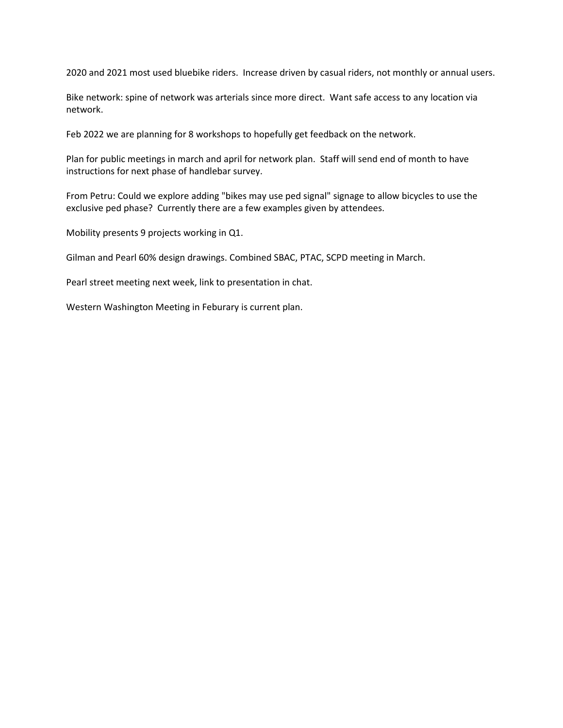2020 and 2021 most used bluebike riders.  Increase driven by casual riders, not monthly or annual users.

Bike network: spine of network was arterials since more direct.  Want safe access to any location via network.

Feb 2022 we are planning for 8 workshops to hopefully get feedback on the network.

Plan for public meetings in march and april for network plan.  Staff will send end of month to have instructions for next phase of handlebar survey.

From Petru: Could we explore adding "bikes may use ped signal" signage to allow bicycles to use the exclusive ped phase?  Currently there are a few examples given by attendees.

Mobility presents 9 projects working in Q1.

Gilman and Pearl 60% design drawings. Combined SBAC, PTAC, SCPD meeting in March.

Pearl street meeting next week, link to presentation in chat.

Western Washington Meeting in Feburary is current plan.